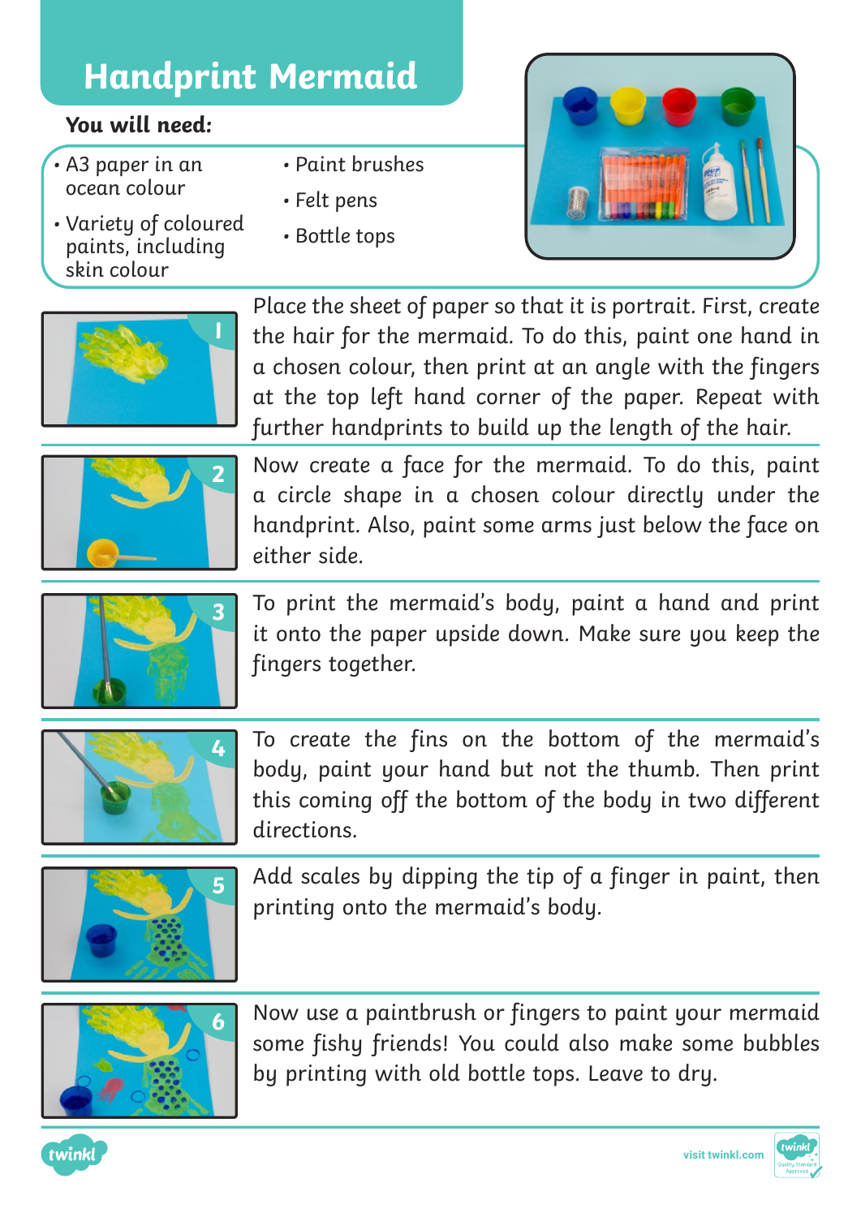# Handprint Mermaid

**You will need:**

- A3 paper in an ocean colour
- Variety of coloured paints, including skin colour
- Paint brushes
- Felt pens
- Bottle tops

1. Place the sheet of paper so that it is portrait. First, create the hair for the mermaid. To do this, paint one hand in a chosen colour, then print at an angle with the fingers at the top left hand corner of the paper. Repeat with further handprints to build up the length of the hair.

2. Now create a face for the mermaid. To do this, paint a circle shape in a chosen colour directly under the handprint. Also, paint some arms just below the face on either side.

3. To print the mermaid's body, paint a hand and print it onto the paper upside down. Make sure you keep the fingers together.

4. To create the fins on the bottom of the mermaid's body, paint your hand but not the thumb. Then print this coming off the bottom of the body in two different directions.

5. Add scales by dipping the tip of a finger in paint, then printing onto the mermaid's body.

6. Now use a paintbrush or fingers to paint your mermaid some fishy friends! You could also make some bubbles by printing with old bottle tops. Leave to dry.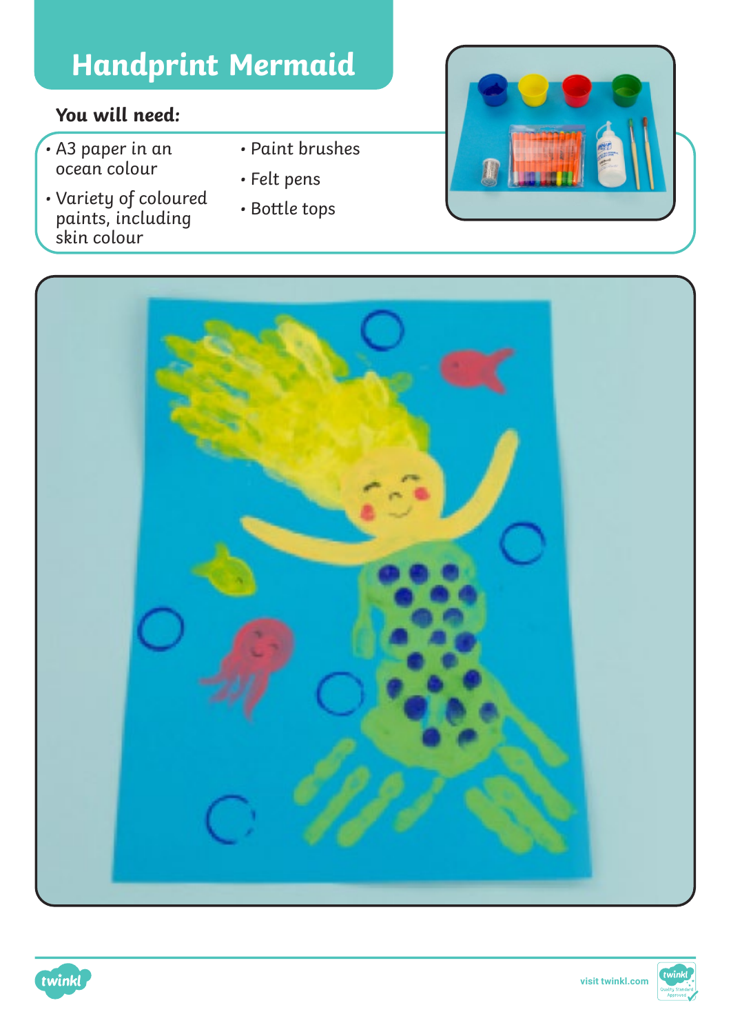# Handprint Mermaid

**You will need:**

- A3 paper in an ocean colour
- Variety of coloured paints, including skin colour
- Paint brushes
- Felt pens
- Bottle tops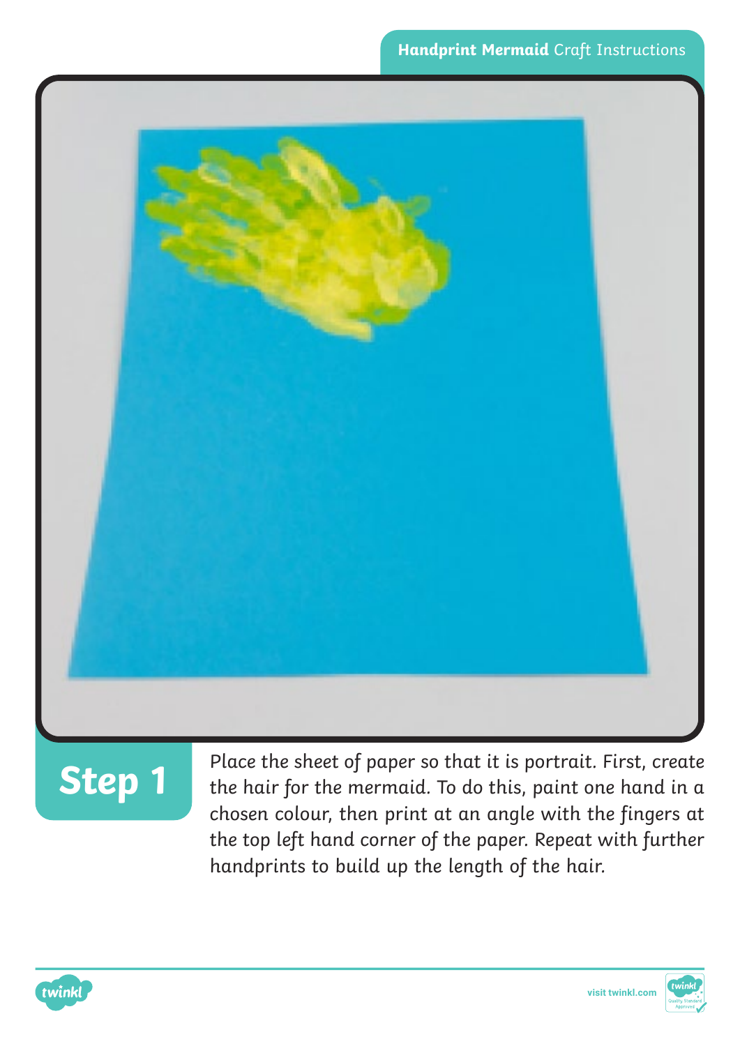## Step 1

Place the sheet of paper so that it is portrait. First, create the hair for the mermaid. To do this, paint one hand in a chosen colour, then print at an angle with the fingers at the top left hand corner of the paper. Repeat with further handprints to build up the length of the hair.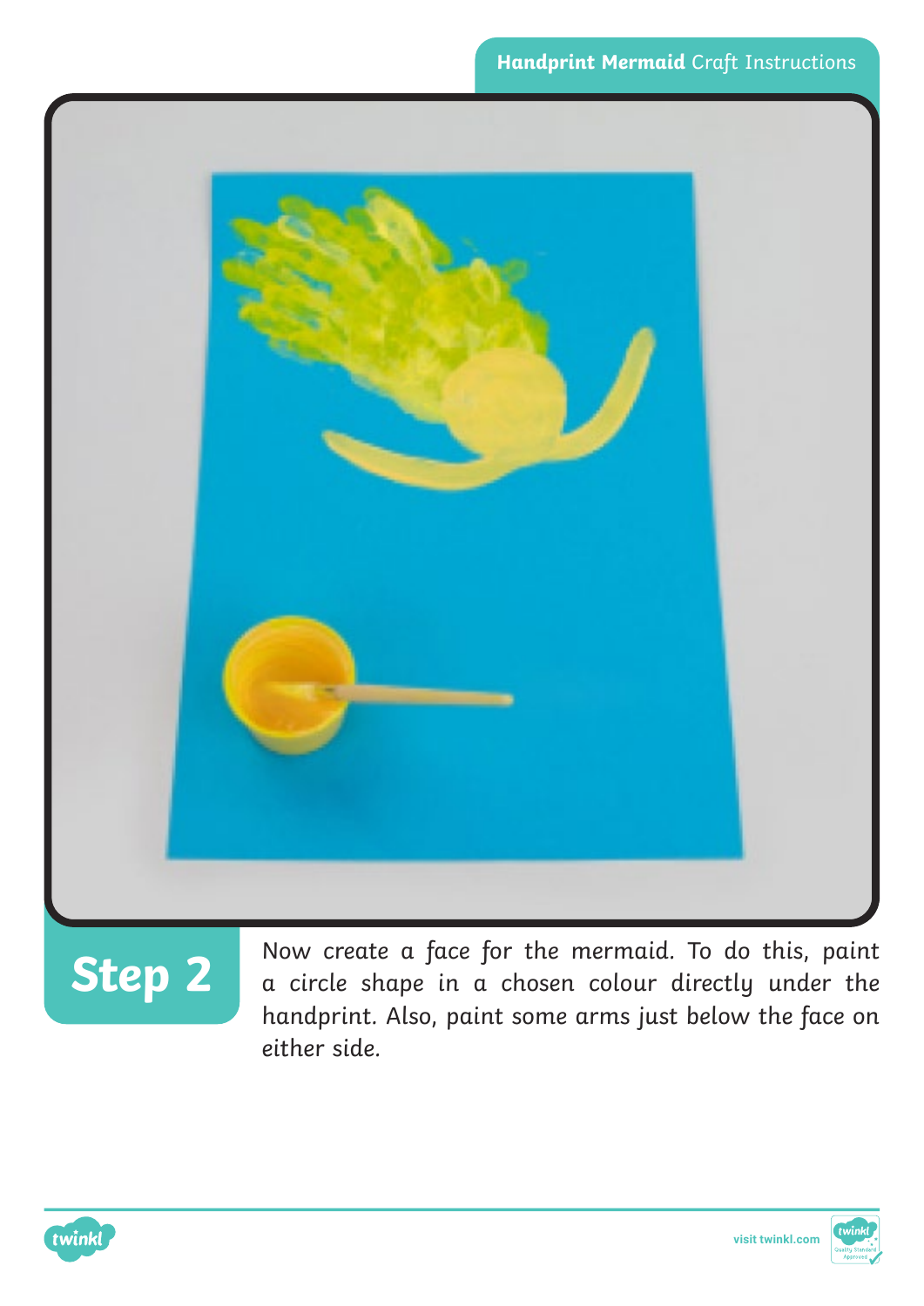## Step 2

Now create a face for the mermaid. To do this, paint a circle shape in a chosen colour directly under the handprint. Also, paint some arms just below the face on either side.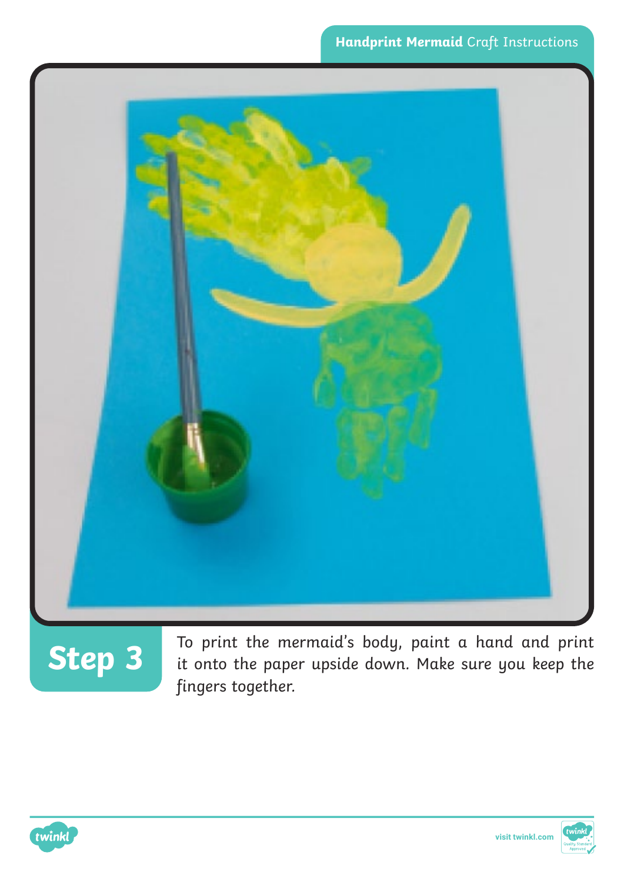## Step 3

To print the mermaid's body, paint a hand and print it onto the paper upside down. Make sure you keep the fingers together.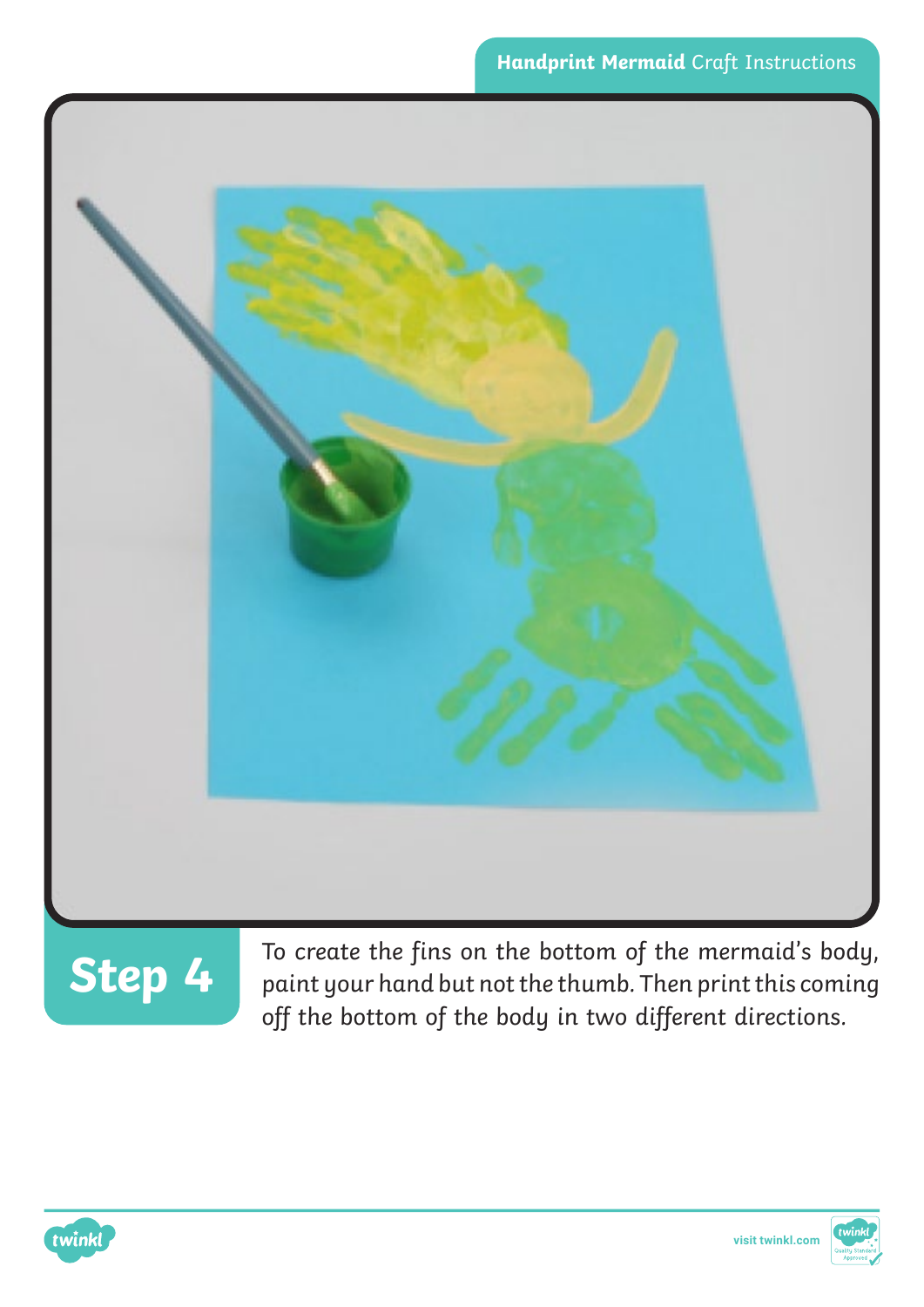## Step 4

To create the fins on the bottom of the mermaid's body, paint your hand but not the thumb. Then print this coming off the bottom of the body in two different directions.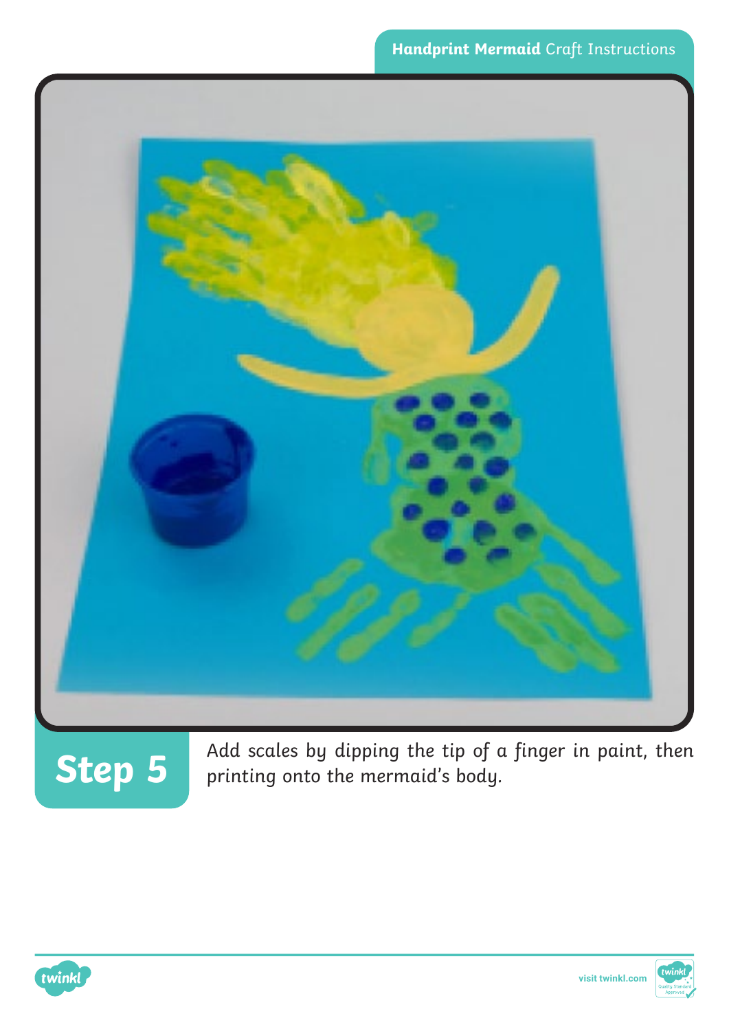## Step 5

Add scales by dipping the tip of a finger in paint, then printing onto the mermaid's body.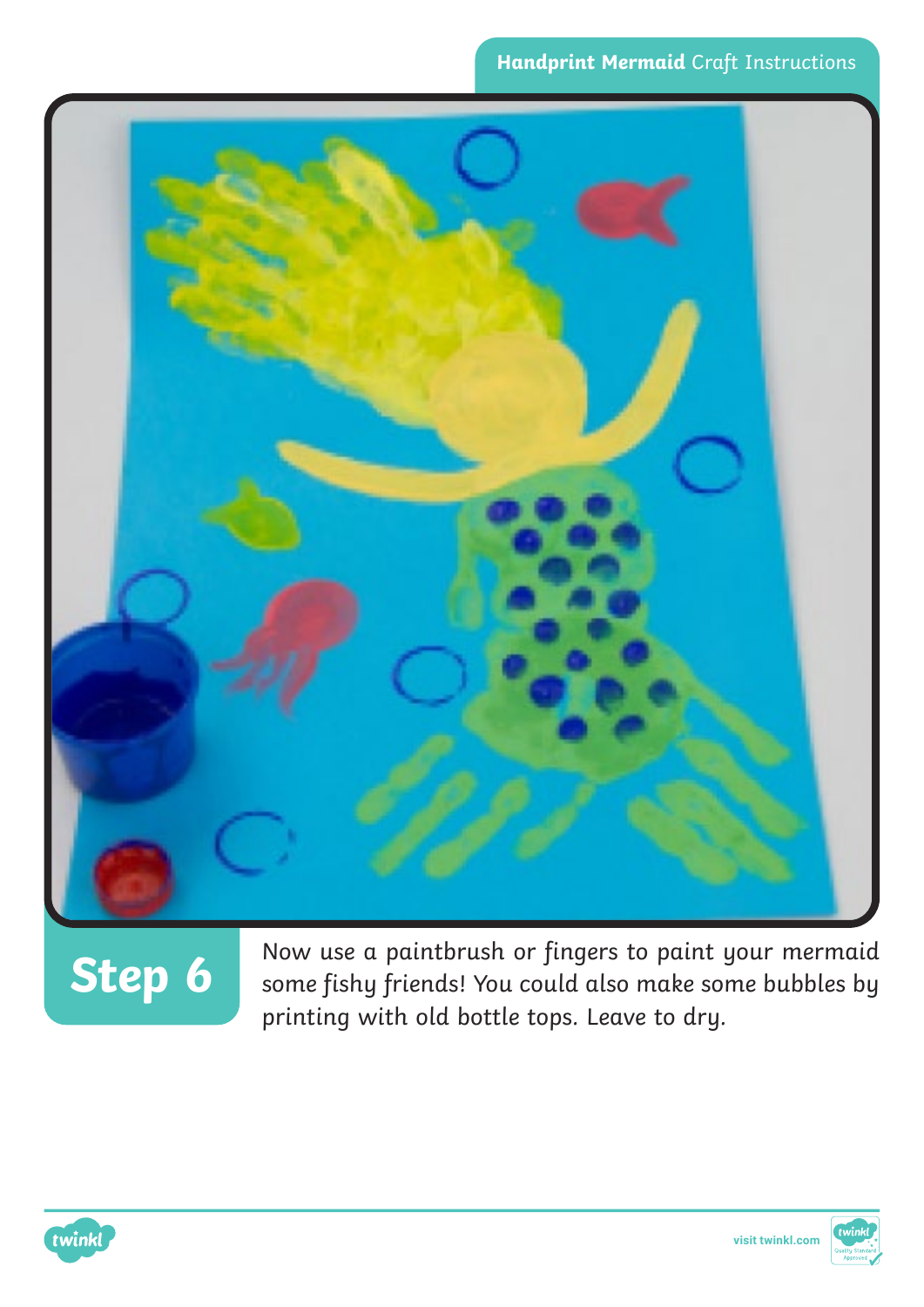## Step 6

Now use a paintbrush or fingers to paint your mermaid some fishy friends! You could also make some bubbles by printing with old bottle tops. Leave to dry.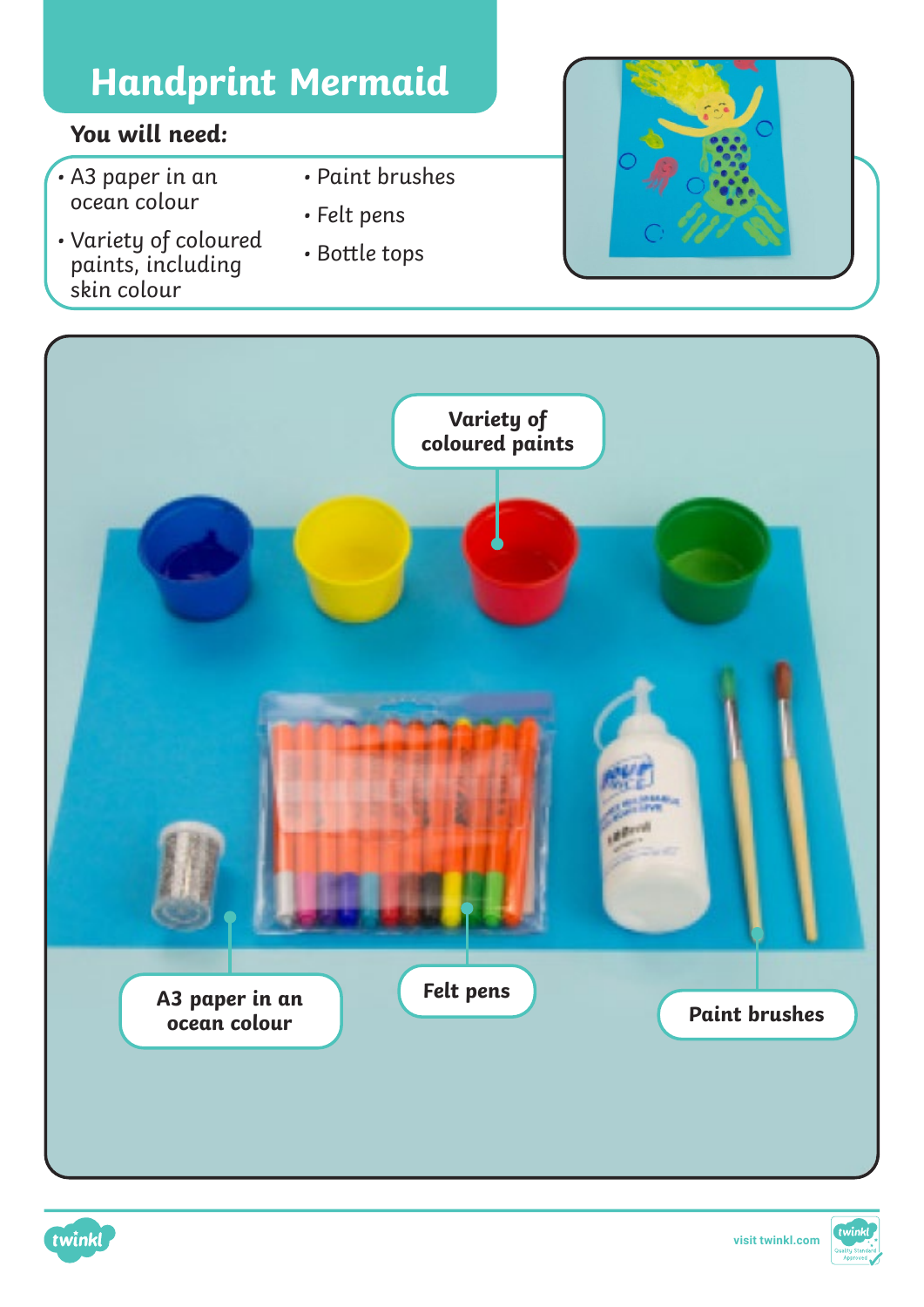# Handprint Mermaid

**You will need:**

- A3 paper in an ocean colour
- Variety of coloured paints, including skin colour
- Paint brushes
- Felt pens
- Bottle tops

Variety of coloured paints

A3 paper in an ocean colour

Felt pens

Paint brushes